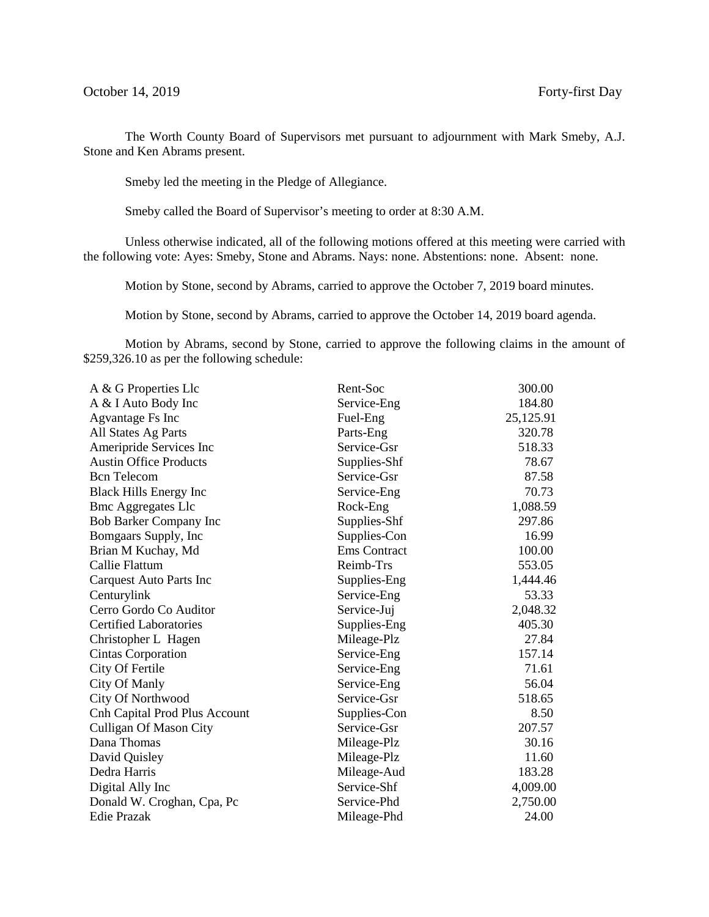October 14, 2019 Forty-first Day

The Worth County Board of Supervisors met pursuant to adjournment with Mark Smeby, A.J. Stone and Ken Abrams present.

Smeby led the meeting in the Pledge of Allegiance.

Smeby called the Board of Supervisor's meeting to order at 8:30 A.M.

Unless otherwise indicated, all of the following motions offered at this meeting were carried with the following vote: Ayes: Smeby, Stone and Abrams. Nays: none. Abstentions: none. Absent: none.

Motion by Stone, second by Abrams, carried to approve the October 7, 2019 board minutes.

Motion by Stone, second by Abrams, carried to approve the October 14, 2019 board agenda.

Motion by Abrams, second by Stone, carried to approve the following claims in the amount of $259,326.10 as per the following schedule:

| | | |
|---|---|---|
| A & G Properties Llc | Rent-Soc | 300.00 |
| A & I Auto Body Inc | Service-Eng | 184.80 |
| Agvantage Fs Inc | Fuel-Eng | 25,125.91 |
| All States Ag Parts | Parts-Eng | 320.78 |
| Ameripride Services Inc | Service-Gsr | 518.33 |
| Austin Office Products | Supplies-Shf | 78.67 |
| Bcn Telecom | Service-Gsr | 87.58 |
| Black Hills Energy Inc | Service-Eng | 70.73 |
| Bmc Aggregates Llc | Rock-Eng | 1,088.59 |
| Bob Barker Company Inc | Supplies-Shf | 297.86 |
| Bomgaars Supply, Inc | Supplies-Con | 16.99 |
| Brian M Kuchay, Md | Ems Contract | 100.00 |
| Callie Flattum | Reimb-Trs | 553.05 |
| Carquest Auto Parts Inc | Supplies-Eng | 1,444.46 |
| Centurylink | Service-Eng | 53.33 |
| Cerro Gordo Co Auditor | Service-Juj | 2,048.32 |
| Certified Laboratories | Supplies-Eng | 405.30 |
| Christopher L Hagen | Mileage-Plz | 27.84 |
| Cintas Corporation | Service-Eng | 157.14 |
| City Of Fertile | Service-Eng | 71.61 |
| City Of Manly | Service-Eng | 56.04 |
| City Of Northwood | Service-Gsr | 518.65 |
| Cnh Capital Prod Plus Account | Supplies-Con | 8.50 |
| Culligan Of Mason City | Service-Gsr | 207.57 |
| Dana Thomas | Mileage-Plz | 30.16 |
| David Quisley | Mileage-Plz | 11.60 |
| Dedra Harris | Mileage-Aud | 183.28 |
| Digital Ally Inc | Service-Shf | 4,009.00 |
| Donald W. Croghan, Cpa, Pc | Service-Phd | 2,750.00 |
| Edie Prazak | Mileage-Phd | 24.00 |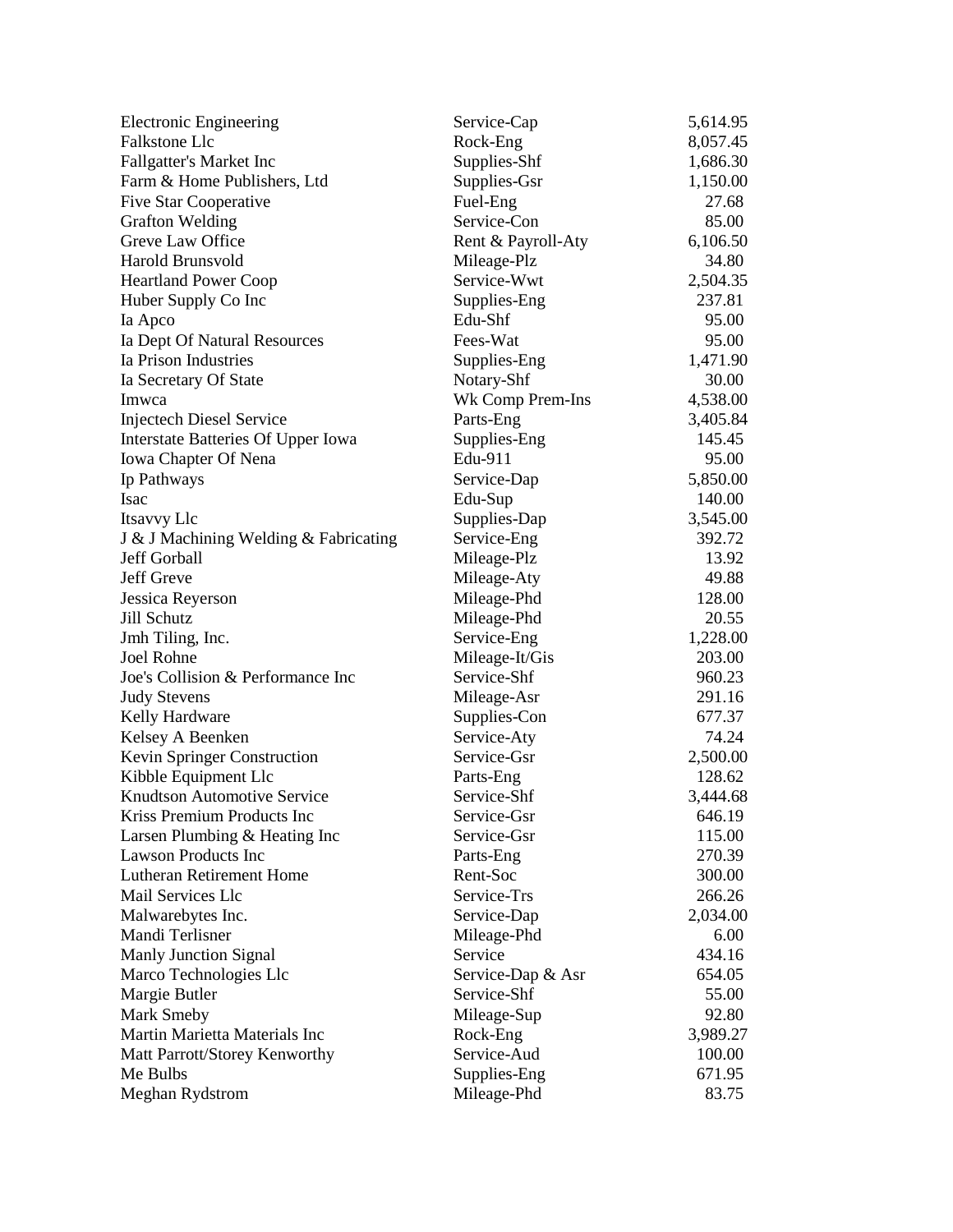| | | |
|---|---|---|
| Electronic Engineering | Service-Cap | 5,614.95 |
| Falkstone Llc | Rock-Eng | 8,057.45 |
| Fallgatter's Market Inc | Supplies-Shf | 1,686.30 |
| Farm & Home Publishers, Ltd | Supplies-Gsr | 1,150.00 |
| Five Star Cooperative | Fuel-Eng | 27.68 |
| Grafton Welding | Service-Con | 85.00 |
| Greve Law Office | Rent & Payroll-Aty | 6,106.50 |
| Harold Brunsvold | Mileage-Plz | 34.80 |
| Heartland Power Coop | Service-Wwt | 2,504.35 |
| Huber Supply Co Inc | Supplies-Eng | 237.81 |
| Ia Apco | Edu-Shf | 95.00 |
| Ia Dept Of Natural Resources | Fees-Wat | 95.00 |
| Ia Prison Industries | Supplies-Eng | 1,471.90 |
| Ia Secretary Of State | Notary-Shf | 30.00 |
| Imwca | Wk Comp Prem-Ins | 4,538.00 |
| Injectech Diesel Service | Parts-Eng | 3,405.84 |
| Interstate Batteries Of Upper Iowa | Supplies-Eng | 145.45 |
| Iowa Chapter Of Nena | Edu-911 | 95.00 |
| Ip Pathways | Service-Dap | 5,850.00 |
| Isac | Edu-Sup | 140.00 |
| Itsavvy Llc | Supplies-Dap | 3,545.00 |
| J & J Machining Welding & Fabricating | Service-Eng | 392.72 |
| Jeff Gorball | Mileage-Plz | 13.92 |
| Jeff Greve | Mileage-Aty | 49.88 |
| Jessica Reyerson | Mileage-Phd | 128.00 |
| Jill Schutz | Mileage-Phd | 20.55 |
| Jmh Tiling, Inc. | Service-Eng | 1,228.00 |
| Joel Rohne | Mileage-It/Gis | 203.00 |
| Joe's Collision & Performance Inc | Service-Shf | 960.23 |
| Judy Stevens | Mileage-Asr | 291.16 |
| Kelly Hardware | Supplies-Con | 677.37 |
| Kelsey A Beenken | Service-Aty | 74.24 |
| Kevin Springer Construction | Service-Gsr | 2,500.00 |
| Kibble Equipment Llc | Parts-Eng | 128.62 |
| Knudtson Automotive Service | Service-Shf | 3,444.68 |
| Kriss Premium Products Inc | Service-Gsr | 646.19 |
| Larsen Plumbing & Heating Inc | Service-Gsr | 115.00 |
| Lawson Products Inc | Parts-Eng | 270.39 |
| Lutheran Retirement Home | Rent-Soc | 300.00 |
| Mail Services Llc | Service-Trs | 266.26 |
| Malwarebytes Inc. | Service-Dap | 2,034.00 |
| Mandi Terlisner | Mileage-Phd | 6.00 |
| Manly Junction Signal | Service | 434.16 |
| Marco Technologies Llc | Service-Dap & Asr | 654.05 |
| Margie Butler | Service-Shf | 55.00 |
| Mark Smeby | Mileage-Sup | 92.80 |
| Martin Marietta Materials Inc | Rock-Eng | 3,989.27 |
| Matt Parrott/Storey Kenworthy | Service-Aud | 100.00 |
| Me Bulbs | Supplies-Eng | 671.95 |
| Meghan Rydstrom | Mileage-Phd | 83.75 |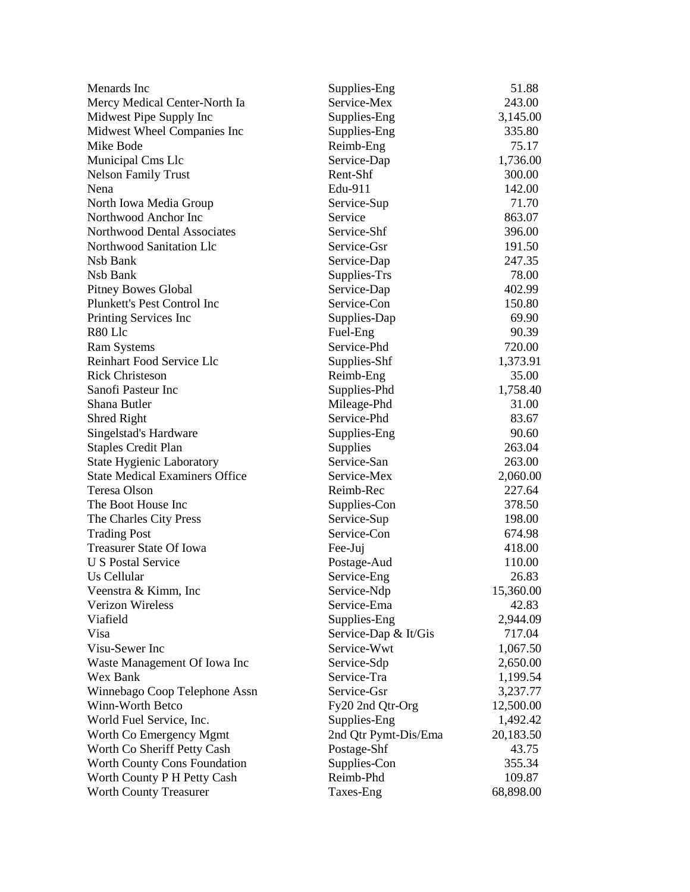| | | |
|---|---|---|
| Menards Inc | Supplies-Eng | 51.88 |
| Mercy Medical Center-North Ia | Service-Mex | 243.00 |
| Midwest Pipe Supply Inc | Supplies-Eng | 3,145.00 |
| Midwest Wheel Companies Inc | Supplies-Eng | 335.80 |
| Mike Bode | Reimb-Eng | 75.17 |
| Municipal Cms Llc | Service-Dap | 1,736.00 |
| Nelson Family Trust | Rent-Shf | 300.00 |
| Nena | Edu-911 | 142.00 |
| North Iowa Media Group | Service-Sup | 71.70 |
| Northwood Anchor Inc | Service | 863.07 |
| Northwood Dental Associates | Service-Shf | 396.00 |
| Northwood Sanitation Llc | Service-Gsr | 191.50 |
| Nsb Bank | Service-Dap | 247.35 |
| Nsb Bank | Supplies-Trs | 78.00 |
| Pitney Bowes Global | Service-Dap | 402.99 |
| Plunkett's Pest Control Inc | Service-Con | 150.80 |
| Printing Services Inc | Supplies-Dap | 69.90 |
| R80 Llc | Fuel-Eng | 90.39 |
| Ram Systems | Service-Phd | 720.00 |
| Reinhart Food Service Llc | Supplies-Shf | 1,373.91 |
| Rick Christeson | Reimb-Eng | 35.00 |
| Sanofi Pasteur Inc | Supplies-Phd | 1,758.40 |
| Shana Butler | Mileage-Phd | 31.00 |
| Shred Right | Service-Phd | 83.67 |
| Singelstad's Hardware | Supplies-Eng | 90.60 |
| Staples Credit Plan | Supplies | 263.04 |
| State Hygienic Laboratory | Service-San | 263.00 |
| State Medical Examiners Office | Service-Mex | 2,060.00 |
| Teresa Olson | Reimb-Rec | 227.64 |
| The Boot House Inc | Supplies-Con | 378.50 |
| The Charles City Press | Service-Sup | 198.00 |
| Trading Post | Service-Con | 674.98 |
| Treasurer State Of Iowa | Fee-Juj | 418.00 |
| U S Postal Service | Postage-Aud | 110.00 |
| Us Cellular | Service-Eng | 26.83 |
| Veenstra & Kimm, Inc | Service-Ndp | 15,360.00 |
| Verizon Wireless | Service-Ema | 42.83 |
| Viafield | Supplies-Eng | 2,944.09 |
| Visa | Service-Dap & It/Gis | 717.04 |
| Visu-Sewer Inc | Service-Wwt | 1,067.50 |
| Waste Management Of Iowa Inc | Service-Sdp | 2,650.00 |
| Wex Bank | Service-Tra | 1,199.54 |
| Winnebago Coop Telephone Assn | Service-Gsr | 3,237.77 |
| Winn-Worth Betco | Fy20 2nd Qtr-Org | 12,500.00 |
| World Fuel Service, Inc. | Supplies-Eng | 1,492.42 |
| Worth Co Emergency Mgmt | 2nd Qtr Pymt-Dis/Ema | 20,183.50 |
| Worth Co Sheriff Petty Cash | Postage-Shf | 43.75 |
| Worth County Cons Foundation | Supplies-Con | 355.34 |
| Worth County P H Petty Cash | Reimb-Phd | 109.87 |
| Worth County Treasurer | Taxes-Eng | 68,898.00 |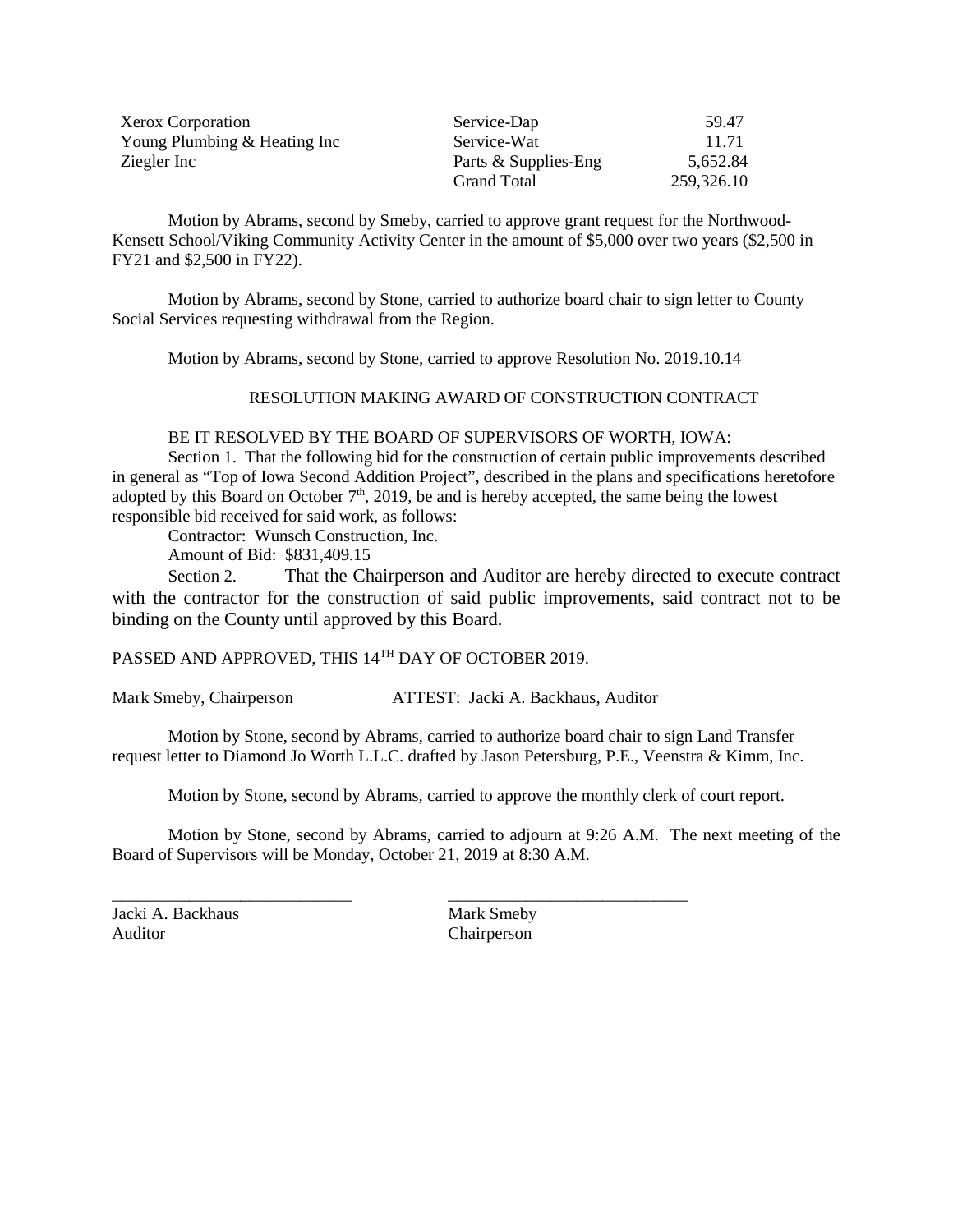| | | |
|---|---|---|
| Xerox Corporation | Service-Dap | 59.47 |
| Young Plumbing & Heating Inc | Service-Wat | 11.71 |
| Ziegler Inc | Parts & Supplies-Eng | 5,652.84 |
| | Grand Total | 259,326.10 |

Motion by Abrams, second by Smeby, carried to approve grant request for the Northwood-Kensett School/Viking Community Activity Center in the amount of $5,000 over two years ($2,500 in FY21 and $2,500 in FY22).

Motion by Abrams, second by Stone, carried to authorize board chair to sign letter to County Social Services requesting withdrawal from the Region.

Motion by Abrams, second by Stone, carried to approve Resolution No. 2019.10.14

RESOLUTION MAKING AWARD OF CONSTRUCTION CONTRACT

BE IT RESOLVED BY THE BOARD OF SUPERVISORS OF WORTH, IOWA:

Section 1. That the following bid for the construction of certain public improvements described in general as "Top of Iowa Second Addition Project", described in the plans and specifications heretofore adopted by this Board on October 7th, 2019, be and is hereby accepted, the same being the lowest responsible bid received for said work, as follows:

Contractor: Wunsch Construction, Inc.

Amount of Bid: $831,409.15

Section 2. That the Chairperson and Auditor are hereby directed to execute contract with the contractor for the construction of said public improvements, said contract not to be binding on the County until approved by this Board.

PASSED AND APPROVED, THIS 14TH DAY OF OCTOBER 2019.

Mark Smeby, Chairperson ATTEST: Jacki A. Backhaus, Auditor

Motion by Stone, second by Abrams, carried to authorize board chair to sign Land Transfer request letter to Diamond Jo Worth L.L.C. drafted by Jason Petersburg, P.E., Veenstra & Kimm, Inc.

Motion by Stone, second by Abrams, carried to approve the monthly clerk of court report.

Motion by Stone, second by Abrams, carried to adjourn at 9:26 A.M. The next meeting of the Board of Supervisors will be Monday, October 21, 2019 at 8:30 A.M.

\_\_\_\_\_\_\_\_\_\_\_\_\_\_\_\_\_\_\_\_\_\_\_\_\_\_\_\_ \_\_\_\_\_\_\_\_\_\_\_\_\_\_\_\_\_\_\_\_\_\_\_\_\_\_\_\_

Jacki A. Backhaus
Auditor

Mark Smeby
Chairperson